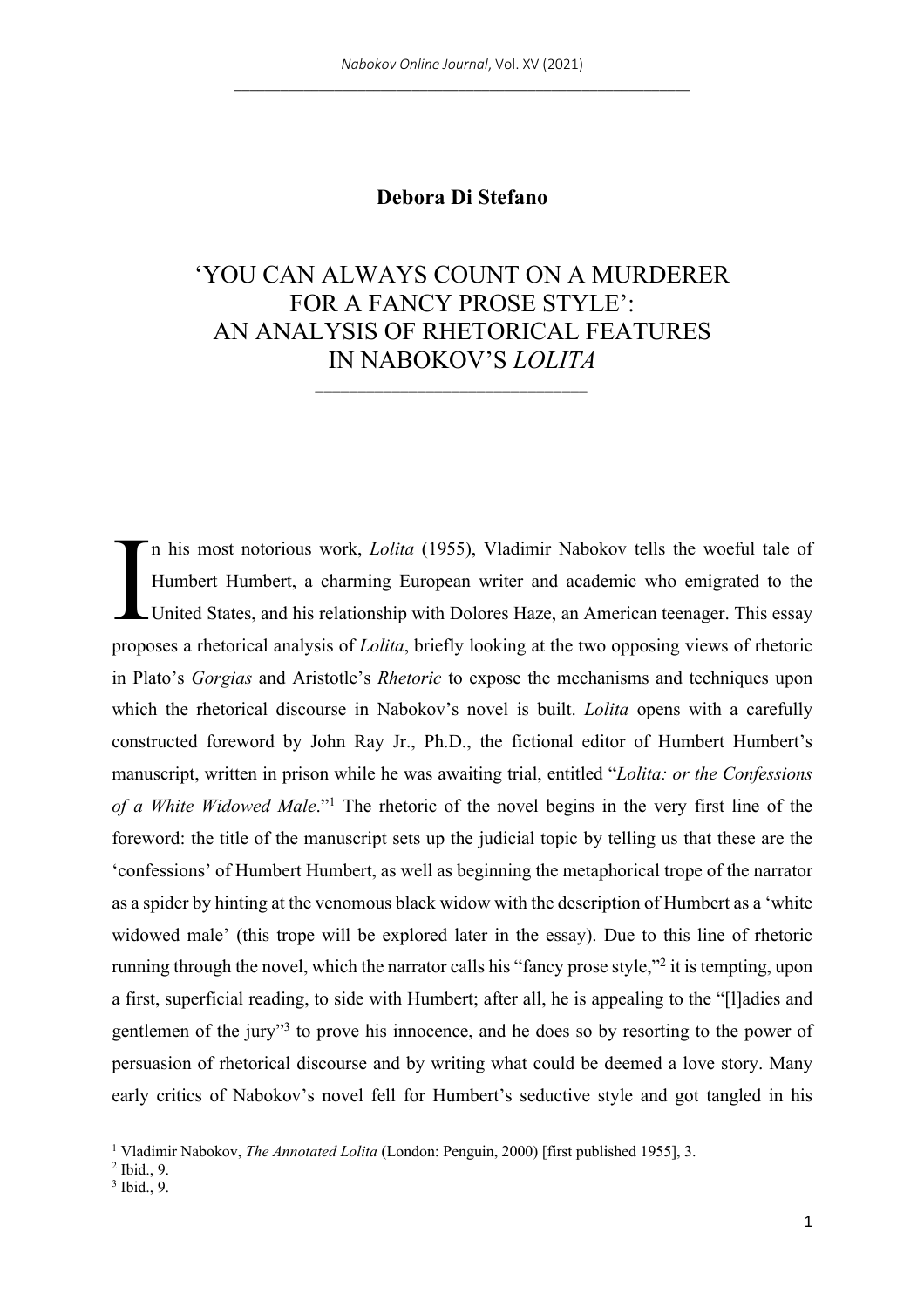**Debora Di Stefano**

# 'YOU CAN ALWAYS COUNT ON A MURDERER FOR A FANCY PROSE STYLE': AN ANALYSIS OF RHETORICAL FEATURES IN NABOKOV'S *LOLITA*

In his most notorious work, *Lolita* (1955), Vladimir Nabokov tells the woeful tale of Humbert Humbert, a charming European writer and academic who emigrated to the United States, and his relationship with Dolores Haze, an American teenager. This essay proposes a rhetorical analysis of *Lolita*, briefly looking at the two opposing views of rhetoric in Plato's *Gorgias* and Aristotle's *Rhetoric* to expose the mechanisms and techniques upon which the rhetorical discourse in Nabokov's novel is built. *Lolita* opens with a carefully constructed foreword by John Ray Jr., Ph.D., the fictional editor of Humbert Humbert's manuscript, written in prison while he was awaiting trial, entitled "*Lolita: or the Confessions of a White Widowed Male*."[1] The rhetoric of the novel begins in the very first line of the foreword: the title of the manuscript sets up the judicial topic by telling us that these are the 'confessions' of Humbert Humbert, as well as beginning the metaphorical trope of the narrator as a spider by hinting at the venomous black widow with the description of Humbert as a 'white widowed male' (this trope will be explored later in the essay). Due to this line of rhetoric running through the novel, which the narrator calls his "fancy prose style,"[2] it is tempting, upon a first, superficial reading, to side with Humbert; after all, he is appealing to the "[l]adies and gentlemen of the jury"[3] to prove his innocence, and he does so by resorting to the power of persuasion of rhetorical discourse and by writing what could be deemed a love story. Many early critics of Nabokov's novel fell for Humbert's seductive style and got tangled in his

---

[1] Vladimir Nabokov, *The Annotated Lolita* (London: Penguin, 2000) [first published 1955], 3.

[2] Ibid., 9.

[3] Ibid., 9.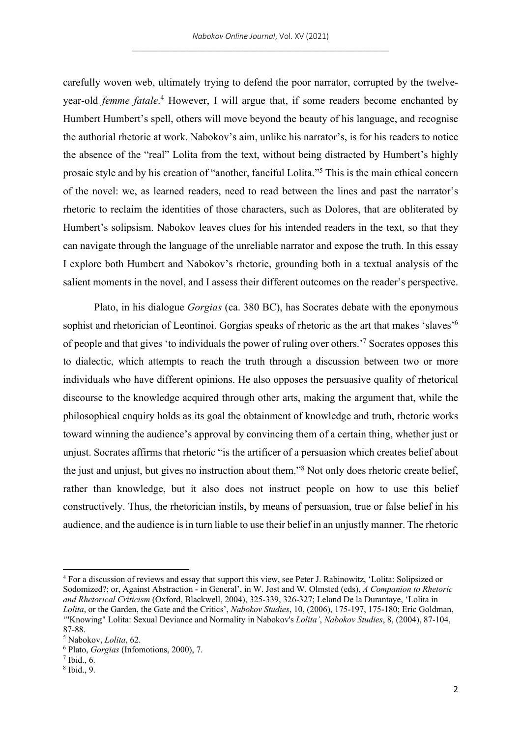carefully woven web, ultimately trying to defend the poor narrator, corrupted by the twelve-year-old *femme fatale*.[4] However, I will argue that, if some readers become enchanted by Humbert Humbert's spell, others will move beyond the beauty of his language, and recognise the authorial rhetoric at work. Nabokov's aim, unlike his narrator's, is for his readers to notice the absence of the "real" Lolita from the text, without being distracted by Humbert's highly prosaic style and by his creation of "another, fanciful Lolita."[5] This is the main ethical concern of the novel: we, as learned readers, need to read between the lines and past the narrator's rhetoric to reclaim the identities of those characters, such as Dolores, that are obliterated by Humbert's solipsism. Nabokov leaves clues for his intended readers in the text, so that they can navigate through the language of the unreliable narrator and expose the truth. In this essay I explore both Humbert and Nabokov's rhetoric, grounding both in a textual analysis of the salient moments in the novel, and I assess their different outcomes on the reader's perspective.

Plato, in his dialogue *Gorgias* (ca. 380 BC), has Socrates debate with the eponymous sophist and rhetorician of Leontinoi. Gorgias speaks of rhetoric as the art that makes 'slaves'[6] of people and that gives 'to individuals the power of ruling over others.'[7] Socrates opposes this to dialectic, which attempts to reach the truth through a discussion between two or more individuals who have different opinions. He also opposes the persuasive quality of rhetorical discourse to the knowledge acquired through other arts, making the argument that, while the philosophical enquiry holds as its goal the obtainment of knowledge and truth, rhetoric works toward winning the audience's approval by convincing them of a certain thing, whether just or unjust. Socrates affirms that rhetoric "is the artificer of a persuasion which creates belief about the just and unjust, but gives no instruction about them."[8] Not only does rhetoric create belief, rather than knowledge, but it also does not instruct people on how to use this belief constructively. Thus, the rhetorician instils, by means of persuasion, true or false belief in his audience, and the audience is in turn liable to use their belief in an unjustly manner. The rhetoric

---

[4] For a discussion of reviews and essay that support this view, see Peter J. Rabinowitz, 'Lolita: Solipsized or Sodomized?; or, Against Abstraction - in General', in W. Jost and W. Olmsted (eds), *A Companion to Rhetoric and Rhetorical Criticism* (Oxford, Blackwell, 2004), 325-339, 326-327; Leland De la Durantaye, 'Lolita in *Lolita*, or the Garden, the Gate and the Critics', *Nabokov Studies*, 10, (2006), 175-197, 175-180; Eric Goldman, '"Knowing" Lolita: Sexual Deviance and Normality in Nabokov's *Lolita*', *Nabokov Studies*, 8, (2004), 87-104, 87-88.

[5] Nabokov, *Lolita*, 62.

[6] Plato, *Gorgias* (Infomotions, 2000), 7.

[7] Ibid., 6.

[8] Ibid., 9.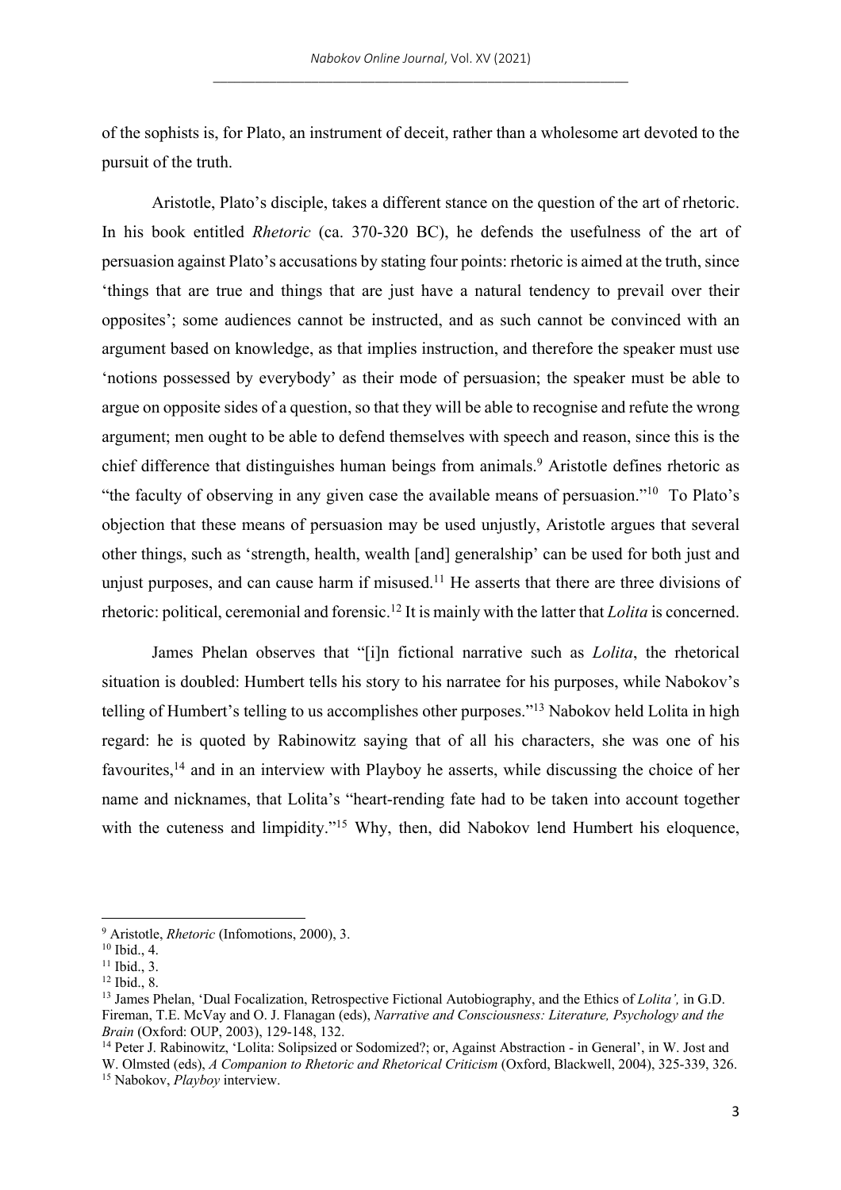of the sophists is, for Plato, an instrument of deceit, rather than a wholesome art devoted to the pursuit of the truth.

Aristotle, Plato's disciple, takes a different stance on the question of the art of rhetoric. In his book entitled *Rhetoric* (ca. 370-320 BC), he defends the usefulness of the art of persuasion against Plato's accusations by stating four points: rhetoric is aimed at the truth, since 'things that are true and things that are just have a natural tendency to prevail over their opposites'; some audiences cannot be instructed, and as such cannot be convinced with an argument based on knowledge, as that implies instruction, and therefore the speaker must use 'notions possessed by everybody' as their mode of persuasion; the speaker must be able to argue on opposite sides of a question, so that they will be able to recognise and refute the wrong argument; men ought to be able to defend themselves with speech and reason, since this is the chief difference that distinguishes human beings from animals.[9] Aristotle defines rhetoric as "the faculty of observing in any given case the available means of persuasion."[10] To Plato's objection that these means of persuasion may be used unjustly, Aristotle argues that several other things, such as 'strength, health, wealth [and] generalship' can be used for both just and unjust purposes, and can cause harm if misused.[11] He asserts that there are three divisions of rhetoric: political, ceremonial and forensic.[12] It is mainly with the latter that *Lolita* is concerned.

James Phelan observes that "[i]n fictional narrative such as *Lolita*, the rhetorical situation is doubled: Humbert tells his story to his narratee for his purposes, while Nabokov's telling of Humbert's telling to us accomplishes other purposes."[13] Nabokov held Lolita in high regard: he is quoted by Rabinowitz saying that of all his characters, she was one of his favourites,[14] and in an interview with Playboy he asserts, while discussing the choice of her name and nicknames, that Lolita's "heart-rending fate had to be taken into account together with the cuteness and limpidity."[15] Why, then, did Nabokov lend Humbert his eloquence,

---

[9] Aristotle, *Rhetoric* (Infomotions, 2000), 3.

[10] Ibid., 4.

[11] Ibid., 3.

[12] Ibid., 8.

[13] James Phelan, 'Dual Focalization, Retrospective Fictional Autobiography, and the Ethics of *Lolita',* in G.D. Fireman, T.E. McVay and O. J. Flanagan (eds), *Narrative and Consciousness: Literature, Psychology and the Brain* (Oxford: OUP, 2003), 129-148, 132.

[14] Peter J. Rabinowitz, 'Lolita: Solipsized or Sodomized?; or, Against Abstraction - in General', in W. Jost and W. Olmsted (eds), *A Companion to Rhetoric and Rhetorical Criticism* (Oxford, Blackwell, 2004), 325-339, 326.

[15] Nabokov, *Playboy* interview.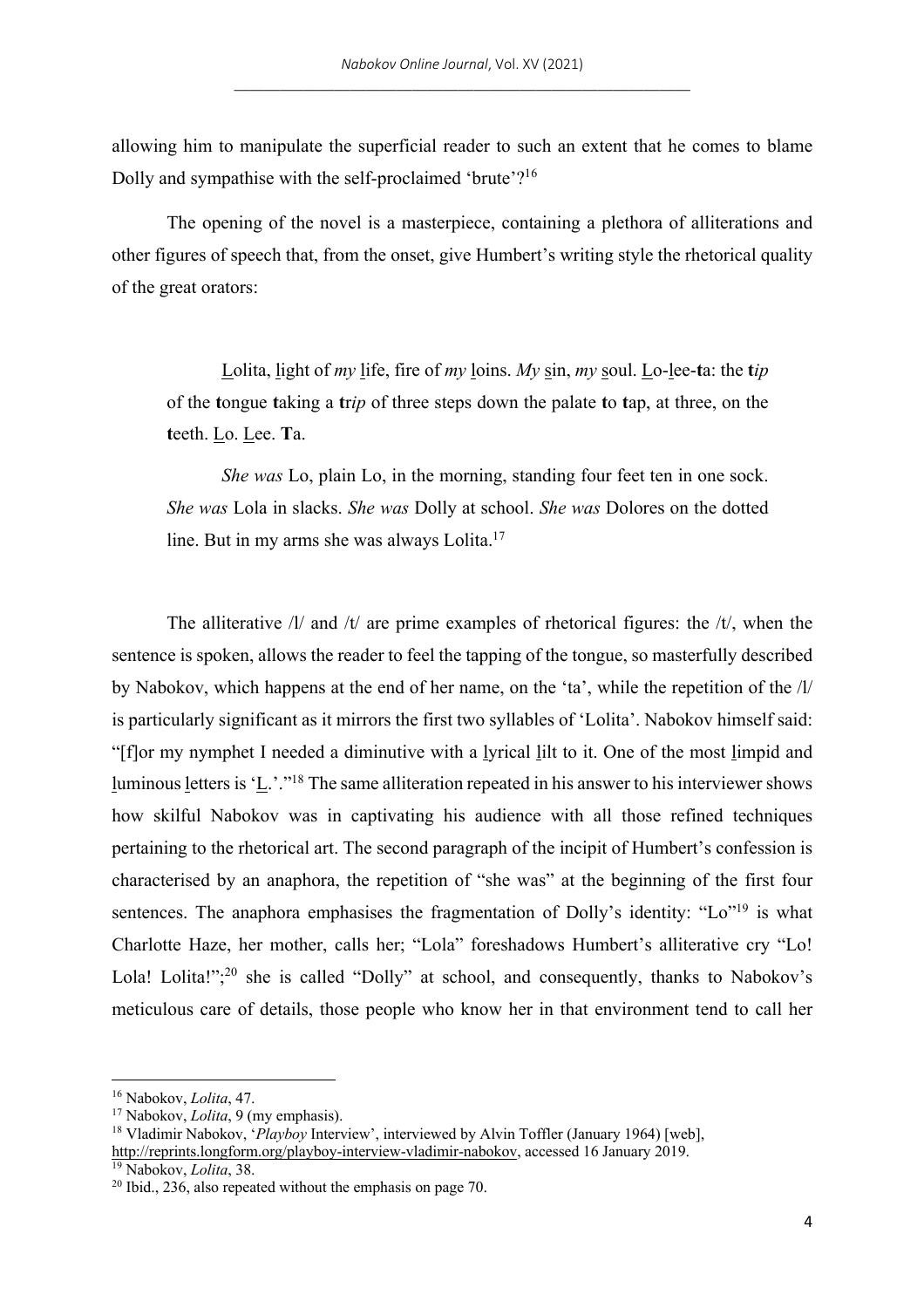allowing him to manipulate the superficial reader to such an extent that he comes to blame Dolly and sympathise with the self-proclaimed 'brute'?[16]

The opening of the novel is a masterpiece, containing a plethora of alliterations and other figures of speech that, from the onset, give Humbert's writing style the rhetorical quality of the great orators:

> <u>L</u>olita, <u>l</u>ight of *my* <u>l</u>ife, fire of *my* <u>l</u>oins. *My* <u>s</u>in, *my* <u>s</u>oul. <u>L</u>o-<u>l</u>ee-**t**a: the **t***ip* of the **t**ongue **t**aking a **t***rip* of three steps down the palate **t**o **t**ap, at three, on the **t**eeth. <u>L</u>o. <u>L</u>ee. **T**a.
>
> *She was* Lo, plain Lo, in the morning, standing four feet ten in one sock. *She was* Lola in slacks. *She was* Dolly at school. *She was* Dolores on the dotted line. But in my arms she was always Lolita.[17]

The alliterative /l/ and /t/ are prime examples of rhetorical figures: the /t/, when the sentence is spoken, allows the reader to feel the tapping of the tongue, so masterfully described by Nabokov, which happens at the end of her name, on the 'ta', while the repetition of the /l/ is particularly significant as it mirrors the first two syllables of 'Lolita'. Nabokov himself said: "[f]or my nymphet I needed a diminutive with a <u>l</u>yrical <u>l</u>ilt to it. One of the most <u>l</u>impid and <u>l</u>uminous <u>l</u>etters is '<u>L</u>.'."[18] The same alliteration repeated in his answer to his interviewer shows how skilful Nabokov was in captivating his audience with all those refined techniques pertaining to the rhetorical art. The second paragraph of the incipit of Humbert's confession is characterised by an anaphora, the repetition of "she was" at the beginning of the first four sentences. The anaphora emphasises the fragmentation of Dolly's identity: "Lo"[19] is what Charlotte Haze, her mother, calls her; "Lola" foreshadows Humbert's alliterative cry "Lo! Lola! Lolita!";[20] she is called "Dolly" at school, and consequently, thanks to Nabokov's meticulous care of details, those people who know her in that environment tend to call her

---

[16] Nabokov, *Lolita*, 47.

[17] Nabokov, *Lolita*, 9 (my emphasis).

[18] Vladimir Nabokov, '*Playboy* Interview', interviewed by Alvin Toffler (January 1964) [web], http://reprints.longform.org/playboy-interview-vladimir-nabokov, accessed 16 January 2019.

[19] Nabokov, *Lolita*, 38.

[20] Ibid., 236, also repeated without the emphasis on page 70.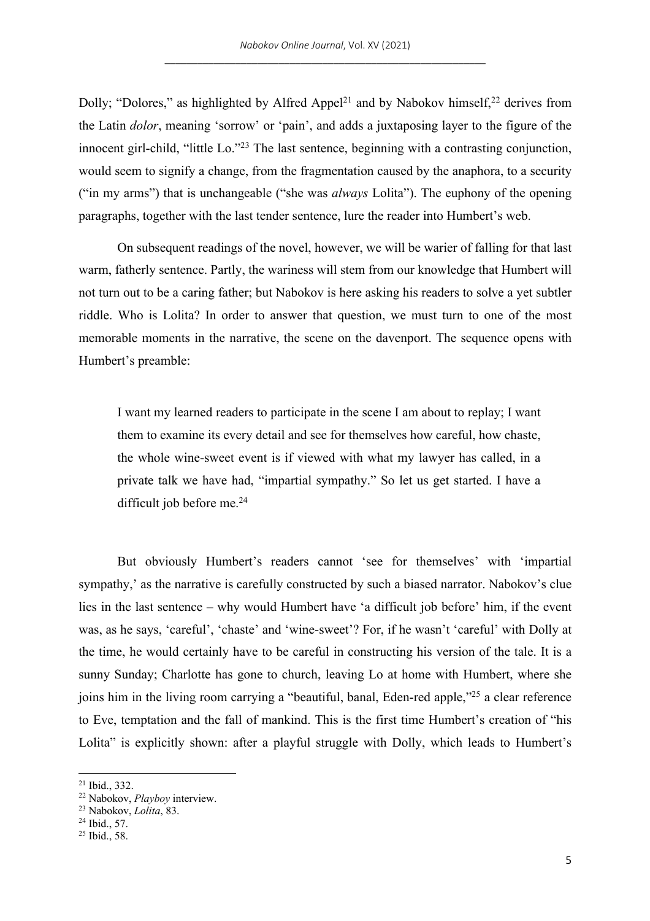Dolly; "Dolores," as highlighted by Alfred Appel[21] and by Nabokov himself,[22] derives from the Latin *dolor*, meaning 'sorrow' or 'pain', and adds a juxtaposing layer to the figure of the innocent girl-child, "little Lo."[23] The last sentence, beginning with a contrasting conjunction, would seem to signify a change, from the fragmentation caused by the anaphora, to a security ("in my arms") that is unchangeable ("she was *always* Lolita"). The euphony of the opening paragraphs, together with the last tender sentence, lure the reader into Humbert's web.

On subsequent readings of the novel, however, we will be warier of falling for that last warm, fatherly sentence. Partly, the wariness will stem from our knowledge that Humbert will not turn out to be a caring father; but Nabokov is here asking his readers to solve a yet subtler riddle. Who is Lolita? In order to answer that question, we must turn to one of the most memorable moments in the narrative, the scene on the davenport. The sequence opens with Humbert's preamble:

> I want my learned readers to participate in the scene I am about to replay; I want them to examine its every detail and see for themselves how careful, how chaste, the whole wine-sweet event is if viewed with what my lawyer has called, in a private talk we have had, "impartial sympathy." So let us get started. I have a difficult job before me.[24]

But obviously Humbert's readers cannot 'see for themselves' with 'impartial sympathy,' as the narrative is carefully constructed by such a biased narrator. Nabokov's clue lies in the last sentence – why would Humbert have 'a difficult job before' him, if the event was, as he says, 'careful', 'chaste' and 'wine-sweet'? For, if he wasn't 'careful' with Dolly at the time, he would certainly have to be careful in constructing his version of the tale. It is a sunny Sunday; Charlotte has gone to church, leaving Lo at home with Humbert, where she joins him in the living room carrying a "beautiful, banal, Eden-red apple,"[25] a clear reference to Eve, temptation and the fall of mankind. This is the first time Humbert's creation of "his Lolita" is explicitly shown: after a playful struggle with Dolly, which leads to Humbert's

---

[21] Ibid., 332.

[22] Nabokov, *Playboy* interview.

[23] Nabokov, *Lolita*, 83.

[24] Ibid., 57.

[25] Ibid., 58.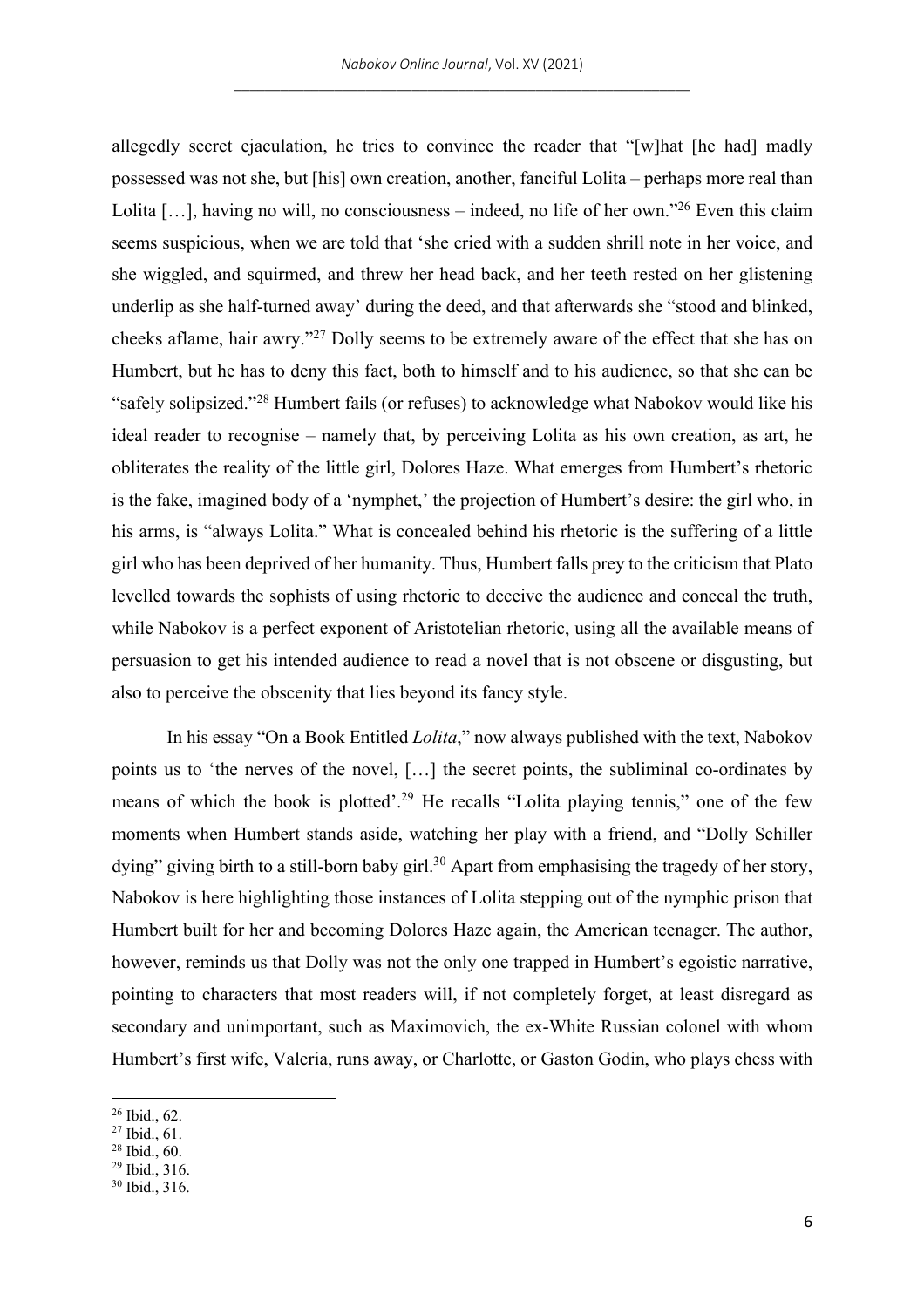allegedly secret ejaculation, he tries to convince the reader that "[w]hat [he had] madly possessed was not she, but [his] own creation, another, fanciful Lolita – perhaps more real than Lolita […], having no will, no consciousness – indeed, no life of her own."[26] Even this claim seems suspicious, when we are told that 'she cried with a sudden shrill note in her voice, and she wiggled, and squirmed, and threw her head back, and her teeth rested on her glistening underlip as she half-turned away' during the deed, and that afterwards she "stood and blinked, cheeks aflame, hair awry."[27] Dolly seems to be extremely aware of the effect that she has on Humbert, but he has to deny this fact, both to himself and to his audience, so that she can be "safely solipsized."[28] Humbert fails (or refuses) to acknowledge what Nabokov would like his ideal reader to recognise – namely that, by perceiving Lolita as his own creation, as art, he obliterates the reality of the little girl, Dolores Haze. What emerges from Humbert's rhetoric is the fake, imagined body of a 'nymphet,' the projection of Humbert's desire: the girl who, in his arms, is "always Lolita." What is concealed behind his rhetoric is the suffering of a little girl who has been deprived of her humanity. Thus, Humbert falls prey to the criticism that Plato levelled towards the sophists of using rhetoric to deceive the audience and conceal the truth, while Nabokov is a perfect exponent of Aristotelian rhetoric, using all the available means of persuasion to get his intended audience to read a novel that is not obscene or disgusting, but also to perceive the obscenity that lies beyond its fancy style.

In his essay "On a Book Entitled *Lolita*," now always published with the text, Nabokov points us to 'the nerves of the novel, […] the secret points, the subliminal co-ordinates by means of which the book is plotted'.[29] He recalls "Lolita playing tennis," one of the few moments when Humbert stands aside, watching her play with a friend, and "Dolly Schiller dying" giving birth to a still-born baby girl.[30] Apart from emphasising the tragedy of her story, Nabokov is here highlighting those instances of Lolita stepping out of the nymphic prison that Humbert built for her and becoming Dolores Haze again, the American teenager. The author, however, reminds us that Dolly was not the only one trapped in Humbert's egoistic narrative, pointing to characters that most readers will, if not completely forget, at least disregard as secondary and unimportant, such as Maximovich, the ex-White Russian colonel with whom Humbert's first wife, Valeria, runs away, or Charlotte, or Gaston Godin, who plays chess with

---

[26] Ibid., 62.
[27] Ibid., 61.
[28] Ibid., 60.
[29] Ibid., 316.
[30] Ibid., 316.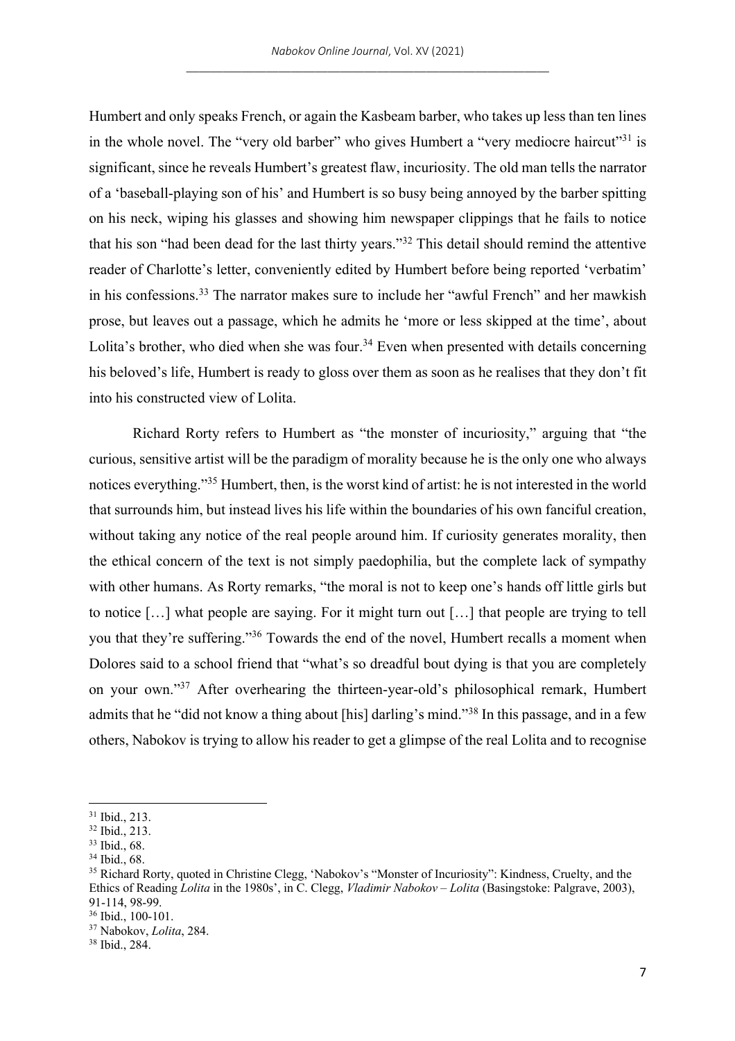Humbert and only speaks French, or again the Kasbeam barber, who takes up less than ten lines in the whole novel. The "very old barber" who gives Humbert a "very mediocre haircut"[31] is significant, since he reveals Humbert's greatest flaw, incuriosity. The old man tells the narrator of a 'baseball-playing son of his' and Humbert is so busy being annoyed by the barber spitting on his neck, wiping his glasses and showing him newspaper clippings that he fails to notice that his son "had been dead for the last thirty years."[32] This detail should remind the attentive reader of Charlotte's letter, conveniently edited by Humbert before being reported 'verbatim' in his confessions.[33] The narrator makes sure to include her "awful French" and her mawkish prose, but leaves out a passage, which he admits he 'more or less skipped at the time', about Lolita's brother, who died when she was four.[34] Even when presented with details concerning his beloved's life, Humbert is ready to gloss over them as soon as he realises that they don't fit into his constructed view of Lolita.

Richard Rorty refers to Humbert as "the monster of incuriosity," arguing that "the curious, sensitive artist will be the paradigm of morality because he is the only one who always notices everything."[35] Humbert, then, is the worst kind of artist: he is not interested in the world that surrounds him, but instead lives his life within the boundaries of his own fanciful creation, without taking any notice of the real people around him. If curiosity generates morality, then the ethical concern of the text is not simply paedophilia, but the complete lack of sympathy with other humans. As Rorty remarks, "the moral is not to keep one's hands off little girls but to notice […] what people are saying. For it might turn out […] that people are trying to tell you that they're suffering."[36] Towards the end of the novel, Humbert recalls a moment when Dolores said to a school friend that "what's so dreadful bout dying is that you are completely on your own."[37] After overhearing the thirteen-year-old's philosophical remark, Humbert admits that he "did not know a thing about [his] darling's mind."[38] In this passage, and in a few others, Nabokov is trying to allow his reader to get a glimpse of the real Lolita and to recognise

---

[31] Ibid., 213.

[32] Ibid., 213.

[33] Ibid., 68.

[34] Ibid., 68.

[35] Richard Rorty, quoted in Christine Clegg, 'Nabokov's "Monster of Incuriosity": Kindness, Cruelty, and the Ethics of Reading *Lolita* in the 1980s', in C. Clegg, *Vladimir Nabokov – Lolita* (Basingstoke: Palgrave, 2003), 91-114, 98-99.

[36] Ibid., 100-101.

[37] Nabokov, *Lolita*, 284.

[38] Ibid., 284.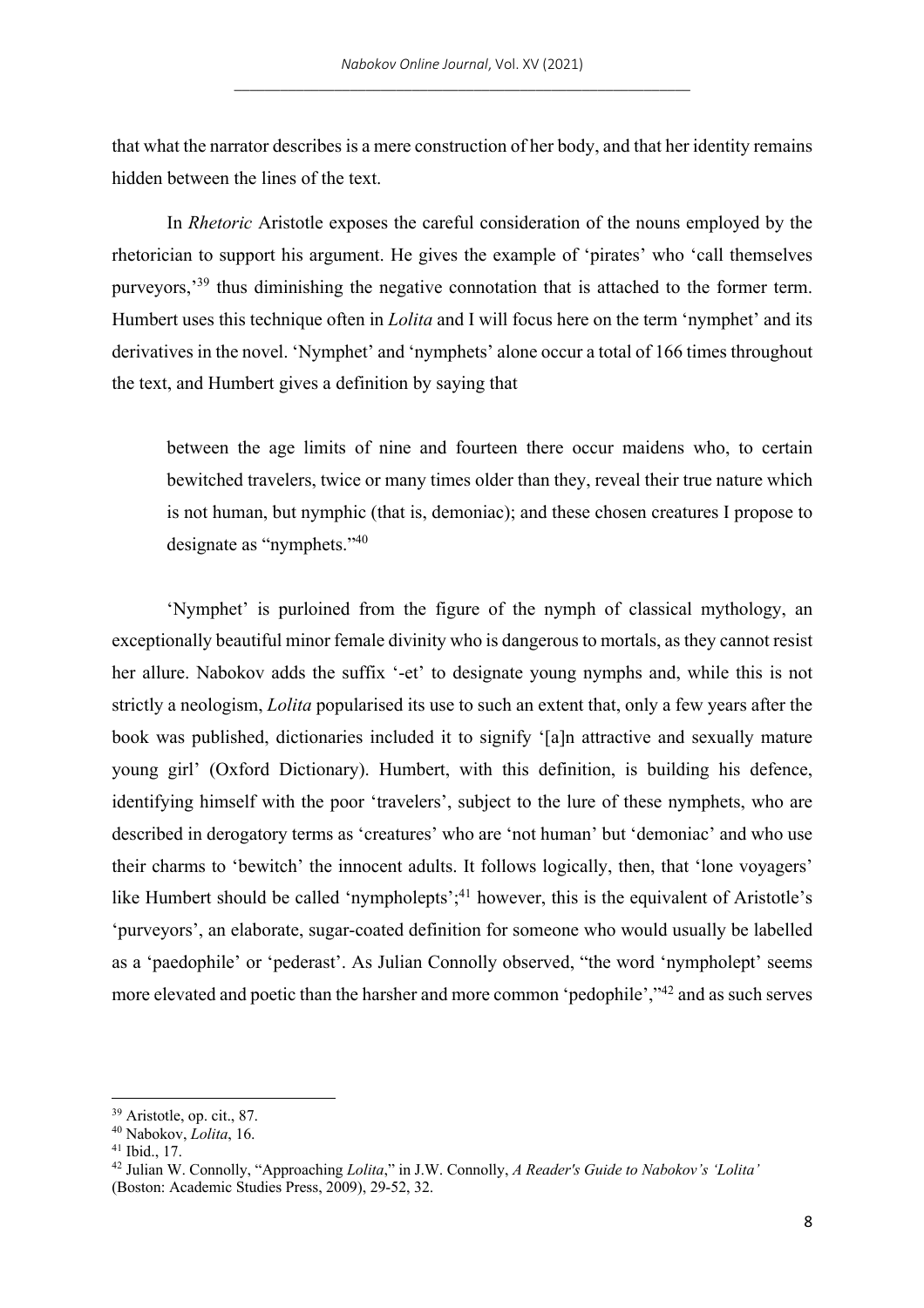that what the narrator describes is a mere construction of her body, and that her identity remains hidden between the lines of the text.

In *Rhetoric* Aristotle exposes the careful consideration of the nouns employed by the rhetorician to support his argument. He gives the example of 'pirates' who 'call themselves purveyors,'[39] thus diminishing the negative connotation that is attached to the former term. Humbert uses this technique often in *Lolita* and I will focus here on the term 'nymphet' and its derivatives in the novel. 'Nymphet' and 'nymphets' alone occur a total of 166 times throughout the text, and Humbert gives a definition by saying that

> between the age limits of nine and fourteen there occur maidens who, to certain bewitched travelers, twice or many times older than they, reveal their true nature which is not human, but nymphic (that is, demoniac); and these chosen creatures I propose to designate as "nymphets."[40]

'Nymphet' is purloined from the figure of the nymph of classical mythology, an exceptionally beautiful minor female divinity who is dangerous to mortals, as they cannot resist her allure. Nabokov adds the suffix '-et' to designate young nymphs and, while this is not strictly a neologism, *Lolita* popularised its use to such an extent that, only a few years after the book was published, dictionaries included it to signify '[a]n attractive and sexually mature young girl' (Oxford Dictionary). Humbert, with this definition, is building his defence, identifying himself with the poor 'travelers', subject to the lure of these nymphets, who are described in derogatory terms as 'creatures' who are 'not human' but 'demoniac' and who use their charms to 'bewitch' the innocent adults. It follows logically, then, that 'lone voyagers' like Humbert should be called 'nympholepts';[41] however, this is the equivalent of Aristotle's 'purveyors', an elaborate, sugar-coated definition for someone who would usually be labelled as a 'paedophile' or 'pederast'. As Julian Connolly observed, "the word 'nympholept' seems more elevated and poetic than the harsher and more common 'pedophile',"[42] and as such serves

---

[39] Aristotle, op. cit., 87.

[40] Nabokov, *Lolita*, 16.

[41] Ibid., 17.

[42] Julian W. Connolly, "Approaching *Lolita*," in J.W. Connolly, *A Reader's Guide to Nabokov's 'Lolita'* (Boston: Academic Studies Press, 2009), 29-52, 32.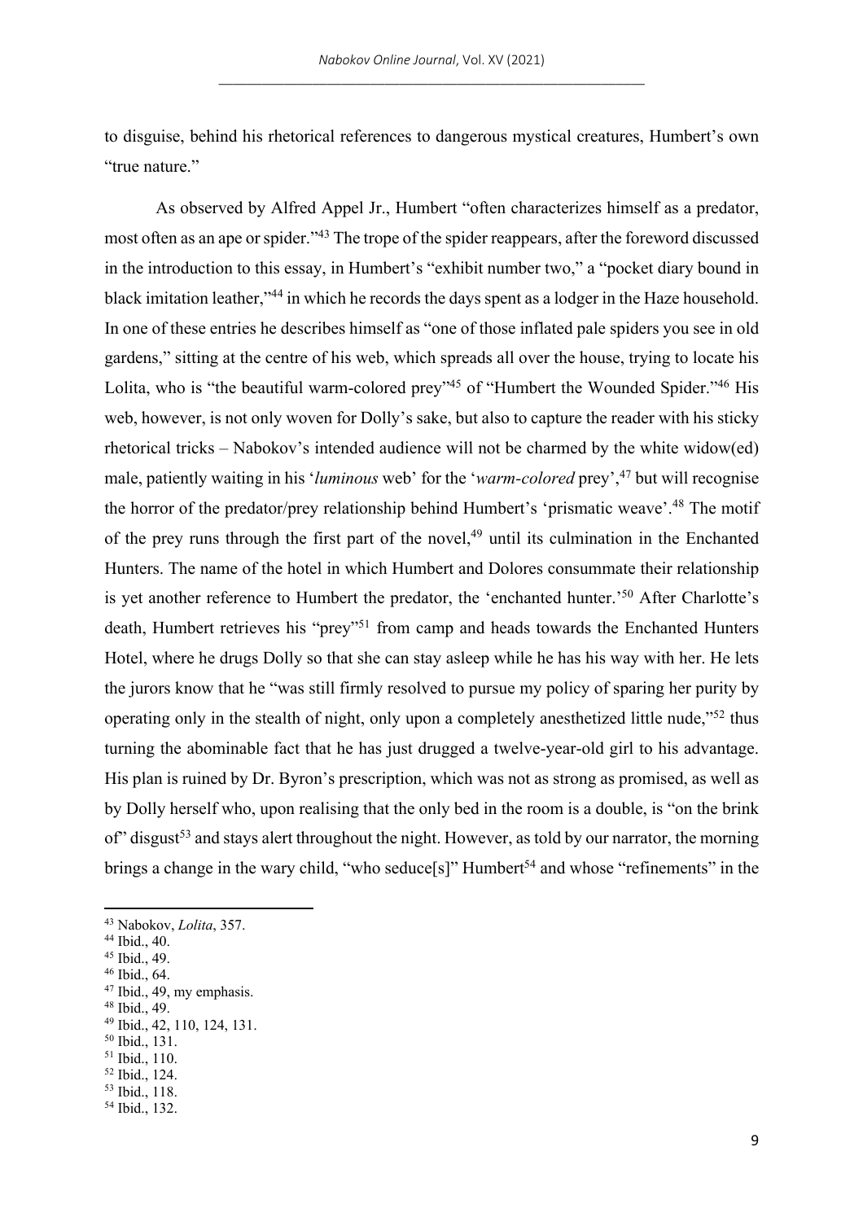to disguise, behind his rhetorical references to dangerous mystical creatures, Humbert's own "true nature."

As observed by Alfred Appel Jr., Humbert "often characterizes himself as a predator, most often as an ape or spider."[43] The trope of the spider reappears, after the foreword discussed in the introduction to this essay, in Humbert's "exhibit number two," a "pocket diary bound in black imitation leather,"[44] in which he records the days spent as a lodger in the Haze household. In one of these entries he describes himself as "one of those inflated pale spiders you see in old gardens," sitting at the centre of his web, which spreads all over the house, trying to locate his Lolita, who is "the beautiful warm-colored prey"[45] of "Humbert the Wounded Spider."[46] His web, however, is not only woven for Dolly's sake, but also to capture the reader with his sticky rhetorical tricks – Nabokov's intended audience will not be charmed by the white widow(ed) male, patiently waiting in his '*luminous* web' for the '*warm-colored* prey',[47] but will recognise the horror of the predator/prey relationship behind Humbert's 'prismatic weave'.[48] The motif of the prey runs through the first part of the novel,[49] until its culmination in the Enchanted Hunters. The name of the hotel in which Humbert and Dolores consummate their relationship is yet another reference to Humbert the predator, the 'enchanted hunter.'[50] After Charlotte's death, Humbert retrieves his "prey"[51] from camp and heads towards the Enchanted Hunters Hotel, where he drugs Dolly so that she can stay asleep while he has his way with her. He lets the jurors know that he "was still firmly resolved to pursue my policy of sparing her purity by operating only in the stealth of night, only upon a completely anesthetized little nude,"[52] thus turning the abominable fact that he has just drugged a twelve-year-old girl to his advantage. His plan is ruined by Dr. Byron's prescription, which was not as strong as promised, as well as by Dolly herself who, upon realising that the only bed in the room is a double, is "on the brink of" disgust[53] and stays alert throughout the night. However, as told by our narrator, the morning brings a change in the wary child, "who seduce[s]" Humbert[54] and whose "refinements" in the

---

[43] Nabokov, *Lolita*, 357.
[44] Ibid., 40.
[45] Ibid., 49.
[46] Ibid., 64.
[47] Ibid., 49, my emphasis.
[48] Ibid., 49.
[49] Ibid., 42, 110, 124, 131.
[50] Ibid., 131.
[51] Ibid., 110.
[52] Ibid., 124.
[53] Ibid., 118.
[54] Ibid., 132.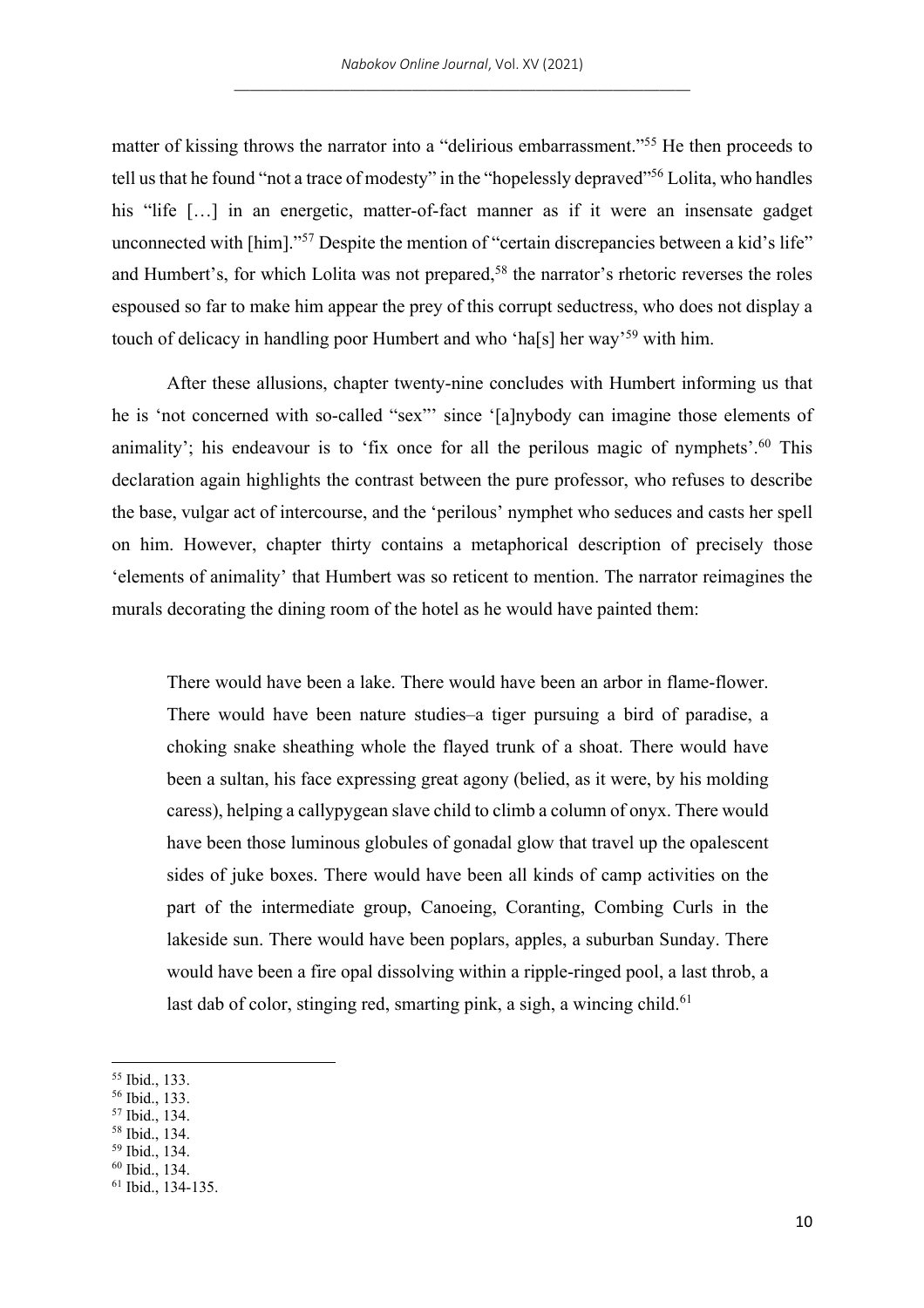matter of kissing throws the narrator into a "delirious embarrassment."[55] He then proceeds to tell us that he found "not a trace of modesty" in the "hopelessly depraved"[56] Lolita, who handles his "life […] in an energetic, matter-of-fact manner as if it were an insensate gadget unconnected with [him]."[57] Despite the mention of "certain discrepancies between a kid's life" and Humbert's, for which Lolita was not prepared,[58] the narrator's rhetoric reverses the roles espoused so far to make him appear the prey of this corrupt seductress, who does not display a touch of delicacy in handling poor Humbert and who 'ha[s] her way'[59] with him.

After these allusions, chapter twenty-nine concludes with Humbert informing us that he is 'not concerned with so-called "sex"' since '[a]nybody can imagine those elements of animality'; his endeavour is to 'fix once for all the perilous magic of nymphets'.[60] This declaration again highlights the contrast between the pure professor, who refuses to describe the base, vulgar act of intercourse, and the 'perilous' nymphet who seduces and casts her spell on him. However, chapter thirty contains a metaphorical description of precisely those 'elements of animality' that Humbert was so reticent to mention. The narrator reimagines the murals decorating the dining room of the hotel as he would have painted them:

> There would have been a lake. There would have been an arbor in flame-flower. There would have been nature studies–a tiger pursuing a bird of paradise, a choking snake sheathing whole the flayed trunk of a shoat. There would have been a sultan, his face expressing great agony (belied, as it were, by his molding caress), helping a callypygean slave child to climb a column of onyx. There would have been those luminous globules of gonadal glow that travel up the opalescent sides of juke boxes. There would have been all kinds of camp activities on the part of the intermediate group, Canoeing, Coranting, Combing Curls in the lakeside sun. There would have been poplars, apples, a suburban Sunday. There would have been a fire opal dissolving within a ripple-ringed pool, a last throb, a last dab of color, stinging red, smarting pink, a sigh, a wincing child.[61]

---

[55] Ibid., 133.
[56] Ibid., 133.
[57] Ibid., 134.
[58] Ibid., 134.
[59] Ibid., 134.
[60] Ibid., 134.
[61] Ibid., 134-135.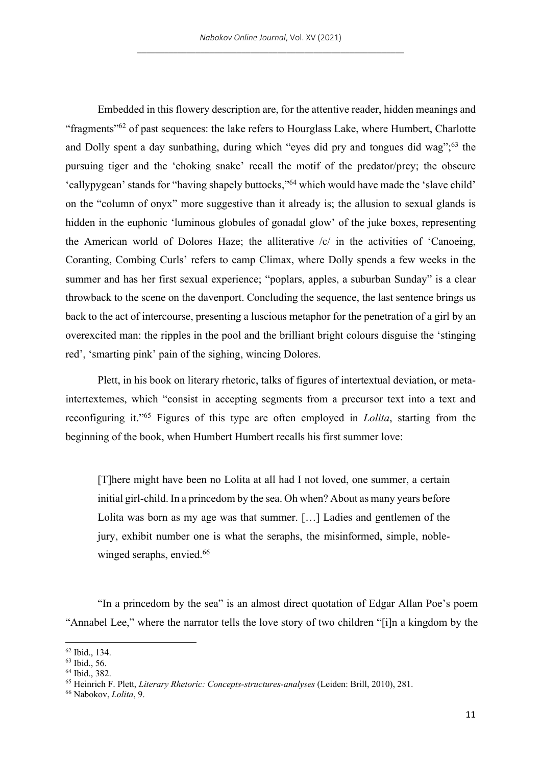Embedded in this flowery description are, for the attentive reader, hidden meanings and "fragments"[62] of past sequences: the lake refers to Hourglass Lake, where Humbert, Charlotte and Dolly spent a day sunbathing, during which "eyes did pry and tongues did wag";[63] the pursuing tiger and the 'choking snake' recall the motif of the predator/prey; the obscure 'callypygean' stands for "having shapely buttocks,"[64] which would have made the 'slave child' on the "column of onyx" more suggestive than it already is; the allusion to sexual glands is hidden in the euphonic 'luminous globules of gonadal glow' of the juke boxes, representing the American world of Dolores Haze; the alliterative /c/ in the activities of 'Canoeing, Coranting, Combing Curls' refers to camp Climax, where Dolly spends a few weeks in the summer and has her first sexual experience; "poplars, apples, a suburban Sunday" is a clear throwback to the scene on the davenport. Concluding the sequence, the last sentence brings us back to the act of intercourse, presenting a luscious metaphor for the penetration of a girl by an overexcited man: the ripples in the pool and the brilliant bright colours disguise the 'stinging red', 'smarting pink' pain of the sighing, wincing Dolores.

Plett, in his book on literary rhetoric, talks of figures of intertextual deviation, or meta-intertextemes, which "consist in accepting segments from a precursor text into a text and reconfiguring it."[65] Figures of this type are often employed in *Lolita*, starting from the beginning of the book, when Humbert Humbert recalls his first summer love:

> [T]here might have been no Lolita at all had I not loved, one summer, a certain initial girl-child. In a princedom by the sea. Oh when? About as many years before Lolita was born as my age was that summer. […] Ladies and gentlemen of the jury, exhibit number one is what the seraphs, the misinformed, simple, noble-winged seraphs, envied.[66]

"In a princedom by the sea" is an almost direct quotation of Edgar Allan Poe's poem "Annabel Lee," where the narrator tells the love story of two children "[i]n a kingdom by the

---

[62] Ibid., 134.

[63] Ibid., 56.

[64] Ibid., 382.

[65] Heinrich F. Plett, *Literary Rhetoric: Concepts-structures-analyses* (Leiden: Brill, 2010), 281.

[66] Nabokov, *Lolita*, 9.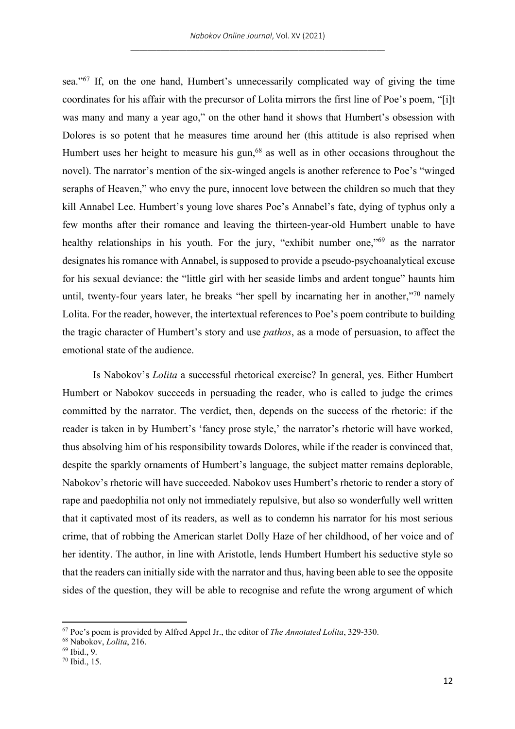sea."[67] If, on the one hand, Humbert's unnecessarily complicated way of giving the time coordinates for his affair with the precursor of Lolita mirrors the first line of Poe's poem, "[i]t was many and many a year ago," on the other hand it shows that Humbert's obsession with Dolores is so potent that he measures time around her (this attitude is also reprised when Humbert uses her height to measure his gun,[68] as well as in other occasions throughout the novel). The narrator's mention of the six-winged angels is another reference to Poe's "winged seraphs of Heaven," who envy the pure, innocent love between the children so much that they kill Annabel Lee. Humbert's young love shares Poe's Annabel's fate, dying of typhus only a few months after their romance and leaving the thirteen-year-old Humbert unable to have healthy relationships in his youth. For the jury, "exhibit number one,"[69] as the narrator designates his romance with Annabel, is supposed to provide a pseudo-psychoanalytical excuse for his sexual deviance: the "little girl with her seaside limbs and ardent tongue" haunts him until, twenty-four years later, he breaks "her spell by incarnating her in another,"[70] namely Lolita. For the reader, however, the intertextual references to Poe's poem contribute to building the tragic character of Humbert's story and use *pathos*, as a mode of persuasion, to affect the emotional state of the audience.

Is Nabokov's *Lolita* a successful rhetorical exercise? In general, yes. Either Humbert Humbert or Nabokov succeeds in persuading the reader, who is called to judge the crimes committed by the narrator. The verdict, then, depends on the success of the rhetoric: if the reader is taken in by Humbert's 'fancy prose style,' the narrator's rhetoric will have worked, thus absolving him of his responsibility towards Dolores, while if the reader is convinced that, despite the sparkly ornaments of Humbert's language, the subject matter remains deplorable, Nabokov's rhetoric will have succeeded. Nabokov uses Humbert's rhetoric to render a story of rape and paedophilia not only not immediately repulsive, but also so wonderfully well written that it captivated most of its readers, as well as to condemn his narrator for his most serious crime, that of robbing the American starlet Dolly Haze of her childhood, of her voice and of her identity. The author, in line with Aristotle, lends Humbert Humbert his seductive style so that the readers can initially side with the narrator and thus, having been able to see the opposite sides of the question, they will be able to recognise and refute the wrong argument of which

---

[67] Poe's poem is provided by Alfred Appel Jr., the editor of *The Annotated Lolita*, 329-330.

[68] Nabokov, *Lolita*, 216.

[69] Ibid., 9.

[70] Ibid., 15.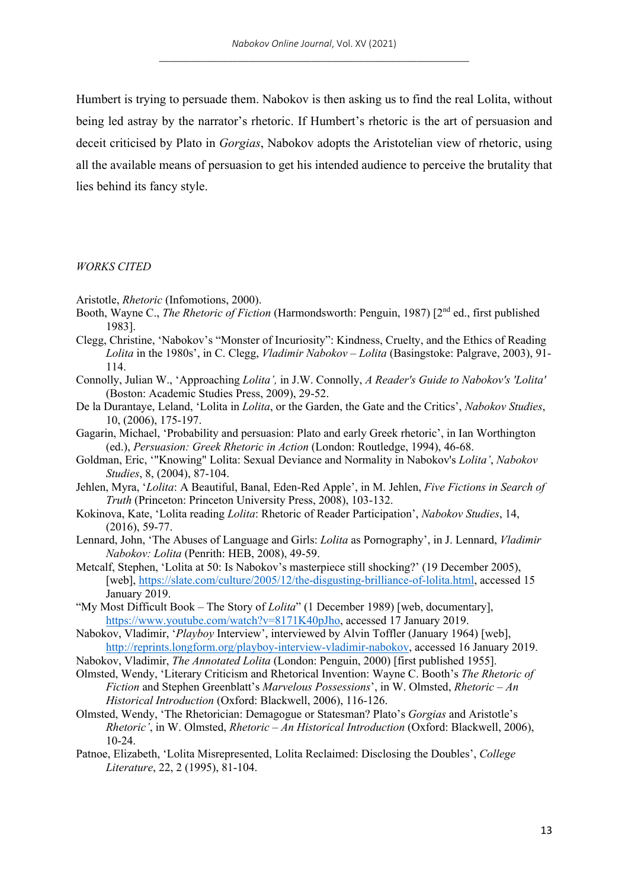Humbert is trying to persuade them. Nabokov is then asking us to find the real Lolita, without being led astray by the narrator's rhetoric. If Humbert's rhetoric is the art of persuasion and deceit criticised by Plato in *Gorgias*, Nabokov adopts the Aristotelian view of rhetoric, using all the available means of persuasion to get his intended audience to perceive the brutality that lies behind its fancy style.

*WORKS CITED*

Aristotle, *Rhetoric* (Infomotions, 2000).

Booth, Wayne C., *The Rhetoric of Fiction* (Harmondsworth: Penguin, 1987) [2nd ed., first published 1983].

Clegg, Christine, 'Nabokov's "Monster of Incuriosity": Kindness, Cruelty, and the Ethics of Reading *Lolita* in the 1980s', in C. Clegg, *Vladimir Nabokov – Lolita* (Basingstoke: Palgrave, 2003), 91-114.

Connolly, Julian W., 'Approaching *Lolita',* in J.W. Connolly, *A Reader's Guide to Nabokov's 'Lolita'* (Boston: Academic Studies Press, 2009), 29-52.

De la Durantaye, Leland, 'Lolita in *Lolita*, or the Garden, the Gate and the Critics', *Nabokov Studies*, 10, (2006), 175-197.

Gagarin, Michael, 'Probability and persuasion: Plato and early Greek rhetoric', in Ian Worthington (ed.), *Persuasion: Greek Rhetoric in Action* (London: Routledge, 1994), 46-68.

Goldman, Eric, '"Knowing" Lolita: Sexual Deviance and Normality in Nabokov's *Lolita'*, *Nabokov Studies*, 8, (2004), 87-104.

Jehlen, Myra, '*Lolita*: A Beautiful, Banal, Eden-Red Apple', in M. Jehlen, *Five Fictions in Search of Truth* (Princeton: Princeton University Press, 2008), 103-132.

Kokinova, Kate, 'Lolita reading *Lolita*: Rhetoric of Reader Participation', *Nabokov Studies*, 14, (2016), 59-77.

Lennard, John, 'The Abuses of Language and Girls: *Lolita* as Pornography', in J. Lennard, *Vladimir Nabokov: Lolita* (Penrith: HEB, 2008), 49-59.

Metcalf, Stephen, 'Lolita at 50: Is Nabokov's masterpiece still shocking?' (19 December 2005), [web], https://slate.com/culture/2005/12/the-disgusting-brilliance-of-lolita.html, accessed 15 January 2019.

"My Most Difficult Book – The Story of *Lolita*" (1 December 1989) [web, documentary], https://www.youtube.com/watch?v=8171K40pJho, accessed 17 January 2019.

Nabokov, Vladimir, '*Playboy* Interview', interviewed by Alvin Toffler (January 1964) [web], http://reprints.longform.org/playboy-interview-vladimir-nabokov, accessed 16 January 2019.

Nabokov, Vladimir, *The Annotated Lolita* (London: Penguin, 2000) [first published 1955].

Olmsted, Wendy, 'Literary Criticism and Rhetorical Invention: Wayne C. Booth's *The Rhetoric of Fiction* and Stephen Greenblatt's *Marvelous Possessions*', in W. Olmsted, *Rhetoric – An Historical Introduction* (Oxford: Blackwell, 2006), 116-126.

Olmsted, Wendy, 'The Rhetorician: Demagogue or Statesman? Plato's *Gorgias* and Aristotle's *Rhetoric'*, in W. Olmsted, *Rhetoric – An Historical Introduction* (Oxford: Blackwell, 2006), 10-24.

Patnoe, Elizabeth, 'Lolita Misrepresented, Lolita Reclaimed: Disclosing the Doubles', *College Literature*, 22, 2 (1995), 81-104.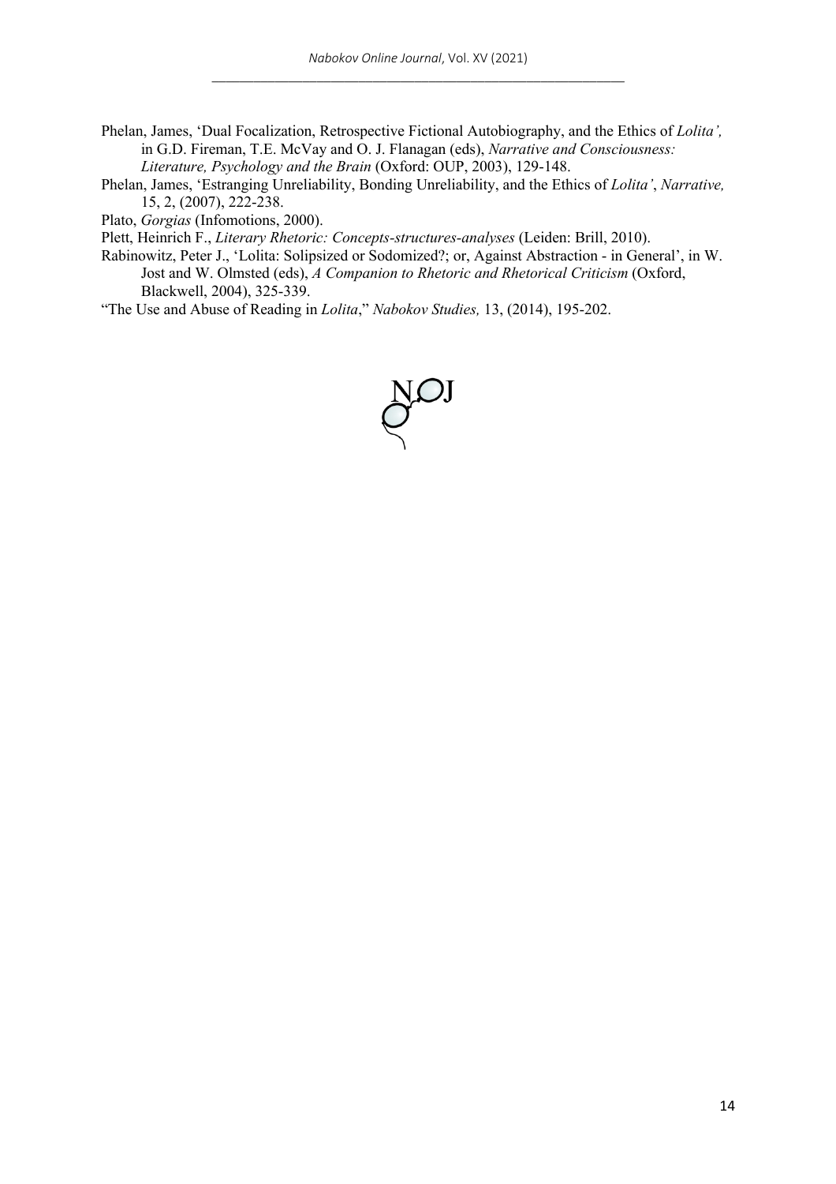Phelan, James, 'Dual Focalization, Retrospective Fictional Autobiography, and the Ethics of *Lolita',* in G.D. Fireman, T.E. McVay and O. J. Flanagan (eds), *Narrative and Consciousness: Literature, Psychology and the Brain* (Oxford: OUP, 2003), 129-148.

Phelan, James, 'Estranging Unreliability, Bonding Unreliability, and the Ethics of *Lolita'*, *Narrative,* 15, 2, (2007), 222-238.

Plato, *Gorgias* (Infomotions, 2000).

Plett, Heinrich F., *Literary Rhetoric: Concepts-structures-analyses* (Leiden: Brill, 2010).

Rabinowitz, Peter J., 'Lolita: Solipsized or Sodomized?; or, Against Abstraction - in General', in W. Jost and W. Olmsted (eds), *A Companion to Rhetoric and Rhetorical Criticism* (Oxford, Blackwell, 2004), 325-339.

"The Use and Abuse of Reading in *Lolita*," *Nabokov Studies,* 13, (2014), 195-202.